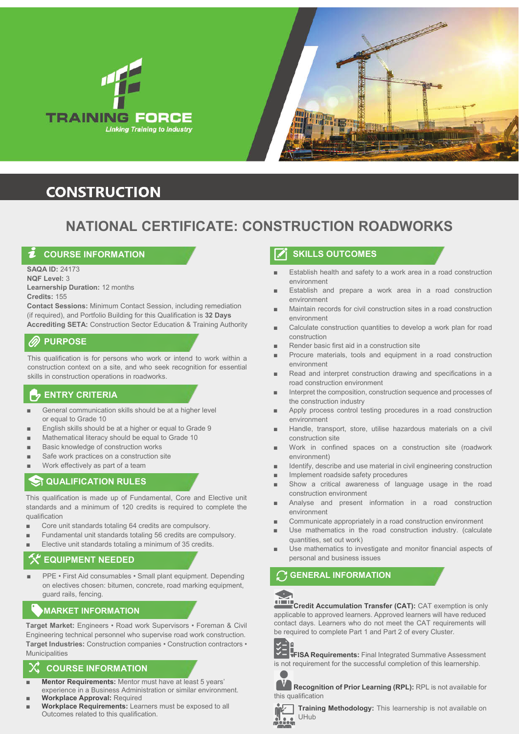TRAINING FORCE

*Linking Training to Industry*

# CONSTRUCTION

## NATIONAL CERTIFICATE: CONSTRUCTION ROADWORKS

### COURSE INFORMATION

**SAQA ID:** 24173
**NQF Level:** 3
**Learnership Duration:** 12 months
**Credits:** 155
**Contact Sessions:** Minimum Contact Session, including remediation (if required), and Portfolio Building for this Qualification is **32 Days**
**Accrediting SETA:** Construction Sector Education & Training Authority

### PURPOSE

This qualification is for persons who work or intend to work within a construction context on a site, and who seek recognition for essential skills in construction operations in roadworks.

### ENTRY CRITERIA

- General communication skills should be at a higher level or equal to Grade 10
- English skills should be at a higher or equal to Grade 9
- Mathematical literacy should be equal to Grade 10
- Basic knowledge of construction works
- Safe work practices on a construction site
- Work effectively as part of a team

### QUALIFICATION RULES

This qualification is made up of Fundamental, Core and Elective unit standards and a minimum of 120 credits is required to complete the qualification

- Core unit standards totaling 64 credits are compulsory.
- Fundamental unit standards totaling 56 credits are compulsory.
- Elective unit standards totaling a minimum of 35 credits.

### EQUIPMENT NEEDED

- PPE • First Aid consumables • Small plant equipment. Depending on electives chosen: bitumen, concrete, road marking equipment, guard rails, fencing.

### MARKET INFORMATION

**Target Market:** Engineers • Road work Supervisors • Foreman & Civil Engineering technical personnel who supervise road work construction.
**Target Industries:** Construction companies • Construction contractors • Municipalities

### COURSE INFORMATION

- **Mentor Requirements:** Mentor must have at least 5 years' experience in a Business Administration or similar environment.
- **Workplace Approval:** Required
- **Workplace Requirements:** Learners must be exposed to all Outcomes related to this qualification.

### SKILLS OUTCOMES

- Establish health and safety to a work area in a road construction environment
- Establish and prepare a work area in a road construction environment
- Maintain records for civil construction sites in a road construction environment
- Calculate construction quantities to develop a work plan for road construction
- Render basic first aid in a construction site
- Procure materials, tools and equipment in a road construction environment
- Read and interpret construction drawing and specifications in a road construction environment
- Interpret the composition, construction sequence and processes of the construction industry
- Apply process control testing procedures in a road construction environment
- Handle, transport, store, utilise hazardous materials on a civil construction site
- Work in confined spaces on a construction site (roadwork environment)
- Identify, describe and use material in civil engineering construction
- Implement roadside safety procedures
- Show a critical awareness of language usage in the road construction environment
- Analyse and present information in a road construction environment
- Communicate appropriately in a road construction environment
- Use mathematics in the road construction industry. (calculate quantities, set out work)
- Use mathematics to investigate and monitor financial aspects of personal and business issues

### GENERAL INFORMATION

**Credit Accumulation Transfer (CAT):** CAT exemption is only applicable to approved learners. Approved learners will have reduced contact days. Learners who do not meet the CAT requirements will be required to complete Part 1 and Part 2 of every Cluster.

**FISA Requirements:** Final Integrated Summative Assessment is not requirement for the successful completion of this learnership.

**Recognition of Prior Learning (RPL):** RPL is not available for this qualification

**Training Methodology:** This learnership is not available on UHub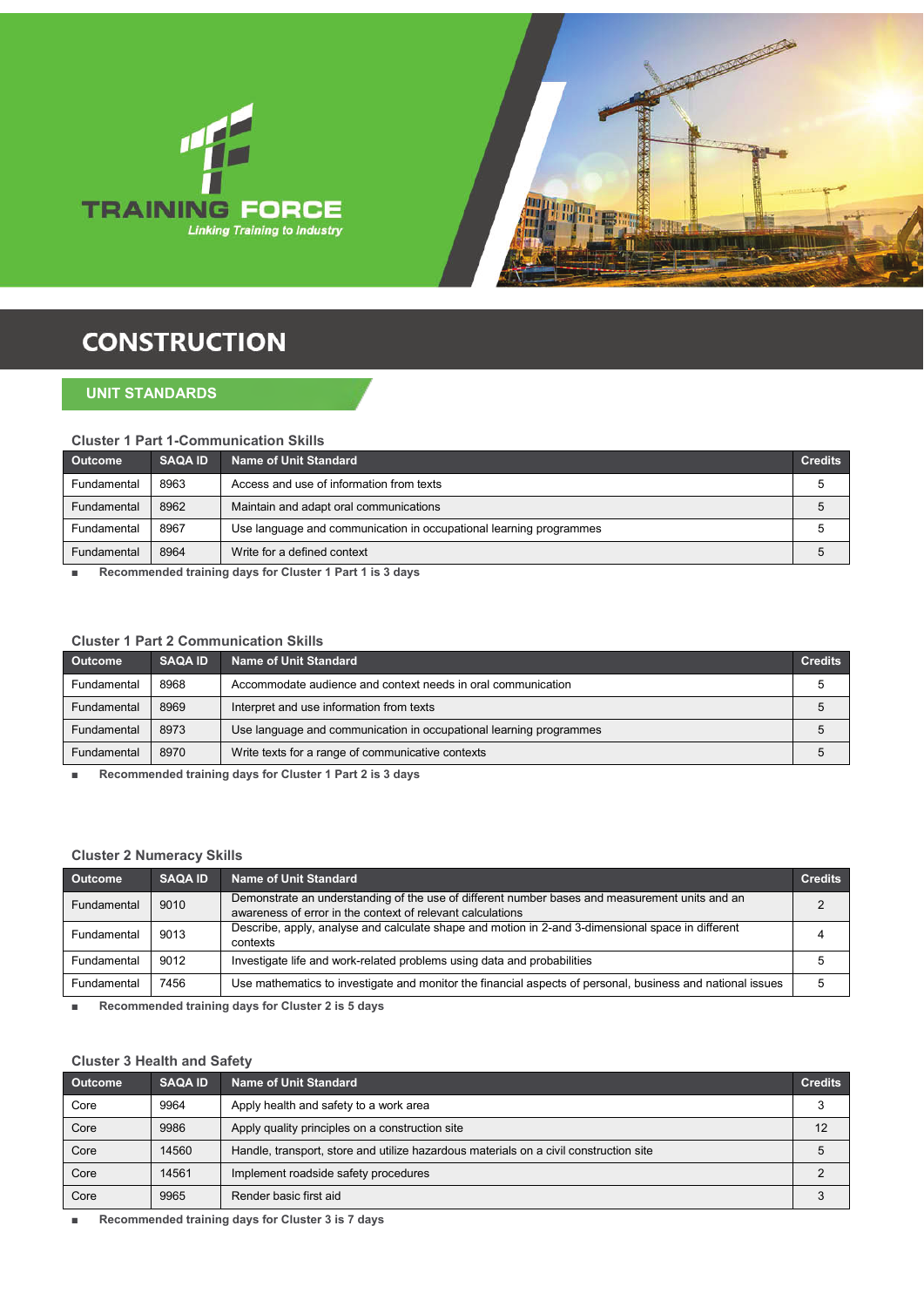TRAINING FORCE

*Linking Training to Industry*

# CONSTRUCTION

## UNIT STANDARDS

### Cluster 1 Part 1-Communication Skills

| Outcome | SAQA ID | Name of Unit Standard | Credits |
|---|---|---|---|
| Fundamental | 8963 | Access and use of information from texts | 5 |
| Fundamental | 8962 | Maintain and adapt oral communications | 5 |
| Fundamental | 8967 | Use language and communication in occupational learning programmes | 5 |
| Fundamental | 8964 | Write for a defined context | 5 |

- **Recommended training days for Cluster 1 Part 1 is 3 days**

### Cluster 1 Part 2 Communication Skills

| Outcome | SAQA ID | Name of Unit Standard | Credits |
|---|---|---|---|
| Fundamental | 8968 | Accommodate audience and context needs in oral communication | 5 |
| Fundamental | 8969 | Interpret and use information from texts | 5 |
| Fundamental | 8973 | Use language and communication in occupational learning programmes | 5 |
| Fundamental | 8970 | Write texts for a range of communicative contexts | 5 |

- **Recommended training days for Cluster 1 Part 2 is 3 days**

### Cluster 2 Numeracy Skills

| Outcome | SAQA ID | Name of Unit Standard | Credits |
|---|---|---|---|
| Fundamental | 9010 | Demonstrate an understanding of the use of different number bases and measurement units and an awareness of error in the context of relevant calculations | 2 |
| Fundamental | 9013 | Describe, apply, analyse and calculate shape and motion in 2-and 3-dimensional space in different contexts | 4 |
| Fundamental | 9012 | Investigate life and work-related problems using data and probabilities | 5 |
| Fundamental | 7456 | Use mathematics to investigate and monitor the financial aspects of personal, business and national issues | 5 |

- **Recommended training days for Cluster 2 is 5 days**

### Cluster 3 Health and Safety

| Outcome | SAQA ID | Name of Unit Standard | Credits |
|---|---|---|---|
| Core | 9964 | Apply health and safety to a work area | 3 |
| Core | 9986 | Apply quality principles on a construction site | 12 |
| Core | 14560 | Handle, transport, store and utilize hazardous materials on a civil construction site | 5 |
| Core | 14561 | Implement roadside safety procedures | 2 |
| Core | 9965 | Render basic first aid | 3 |

- **Recommended training days for Cluster 3 is 7 days**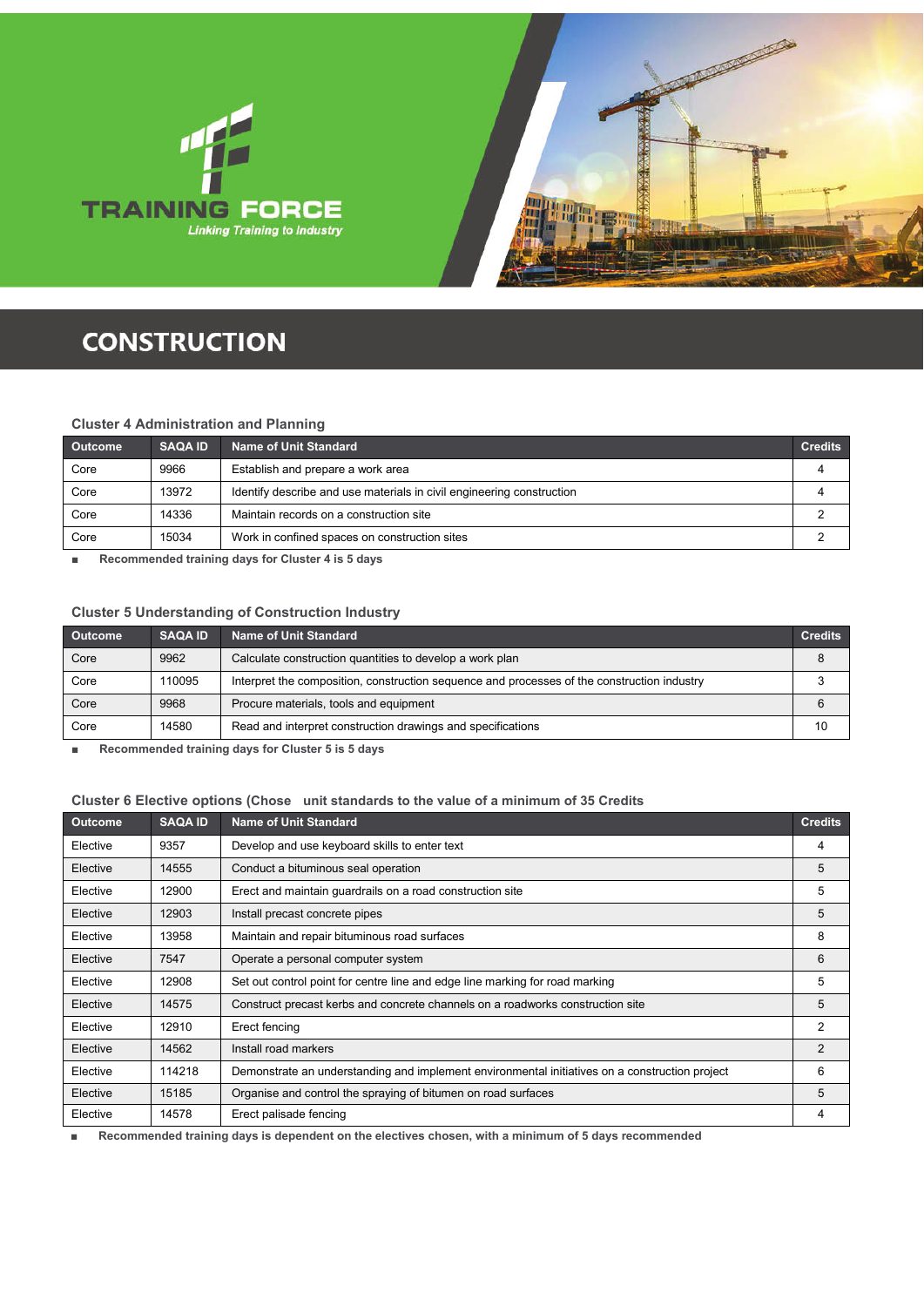TRAINING FORCE

*Linking Training to Industry*

# CONSTRUCTION

### Cluster 4 Administration and Planning

| Outcome | SAQA ID | Name of Unit Standard | Credits |
|---|---|---|---|
| Core | 9966 | Establish and prepare a work area | 4 |
| Core | 13972 | Identify describe and use materials in civil engineering construction | 4 |
| Core | 14336 | Maintain records on a construction site | 2 |
| Core | 15034 | Work in confined spaces on construction sites | 2 |

- **Recommended training days for Cluster 4 is 5 days**

### Cluster 5 Understanding of Construction Industry

| Outcome | SAQA ID | Name of Unit Standard | Credits |
|---|---|---|---|
| Core | 9962 | Calculate construction quantities to develop a work plan | 8 |
| Core | 110095 | Interpret the composition, construction sequence and processes of the construction industry | 3 |
| Core | 9968 | Procure materials, tools and equipment | 6 |
| Core | 14580 | Read and interpret construction drawings and specifications | 10 |

- **Recommended training days for Cluster 5 is 5 days**

### Cluster 6 Elective options (Chose unit standards to the value of a minimum of 35 Credits

| Outcome | SAQA ID | Name of Unit Standard | Credits |
|---|---|---|---|
| Elective | 9357 | Develop and use keyboard skills to enter text | 4 |
| Elective | 14555 | Conduct a bituminous seal operation | 5 |
| Elective | 12900 | Erect and maintain guardrails on a road construction site | 5 |
| Elective | 12903 | Install precast concrete pipes | 5 |
| Elective | 13958 | Maintain and repair bituminous road surfaces | 8 |
| Elective | 7547 | Operate a personal computer system | 6 |
| Elective | 12908 | Set out control point for centre line and edge line marking for road marking | 5 |
| Elective | 14575 | Construct precast kerbs and concrete channels on a roadworks construction site | 5 |
| Elective | 12910 | Erect fencing | 2 |
| Elective | 14562 | Install road markers | 2 |
| Elective | 114218 | Demonstrate an understanding and implement environmental initiatives on a construction project | 6 |
| Elective | 15185 | Organise and control the spraying of bitumen on road surfaces | 5 |
| Elective | 14578 | Erect palisade fencing | 4 |

- **Recommended training days is dependent on the electives chosen, with a minimum of 5 days recommended**